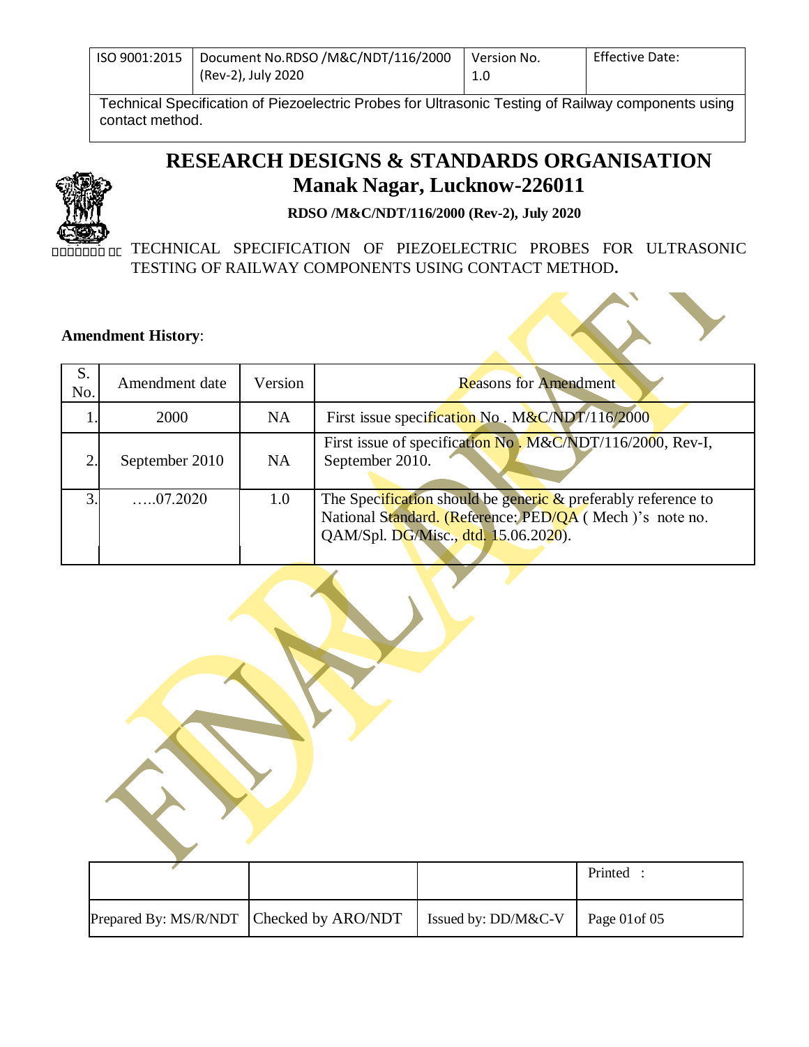| ISO 9001:2015 | Document No.RDSO /M&C/NDT/116/2000 (Rev-2), July 2020 | Version No. 1.0 | Effective Date: |
|---|---|---|---|

Technical Specification of Piezoelectric Probes for Ultrasonic Testing of Railway components using contact method.

# RESEARCH DESIGNS & STANDARDS ORGANISATION
## Manak Nagar, Lucknow-226011

**RDSO /M&C/NDT/116/2000 (Rev-2), July 2020**

TECHNICAL SPECIFICATION OF PIEZOELECTRIC PROBES FOR ULTRASONIC TESTING OF RAILWAY COMPONENTS USING CONTACT METHOD**.**

**Amendment History**:

| S. No. | Amendment date | Version | Reasons for Amendment |
|---|---|---|---|
| 1. | 2000 | NA | First issue specification No . M&C/NDT/116/2000 |
| 2. | September 2010 | NA | First issue of specification No . M&C/NDT/116/2000, Rev-I, September 2010. |
| 3. | …..07.2020 | 1.0 | The Specification should be generic & preferably reference to National Standard. (Reference: PED/QA ( Mech )'s note no. QAM/Spl. DG/Misc., dtd. 15.06.2020). |

| | | | Printed : |
|---|---|---|---|
| Prepared By: MS/R/NDT | Checked by ARO/NDT | Issued by: DD/M&C-V | Page 01of 05 |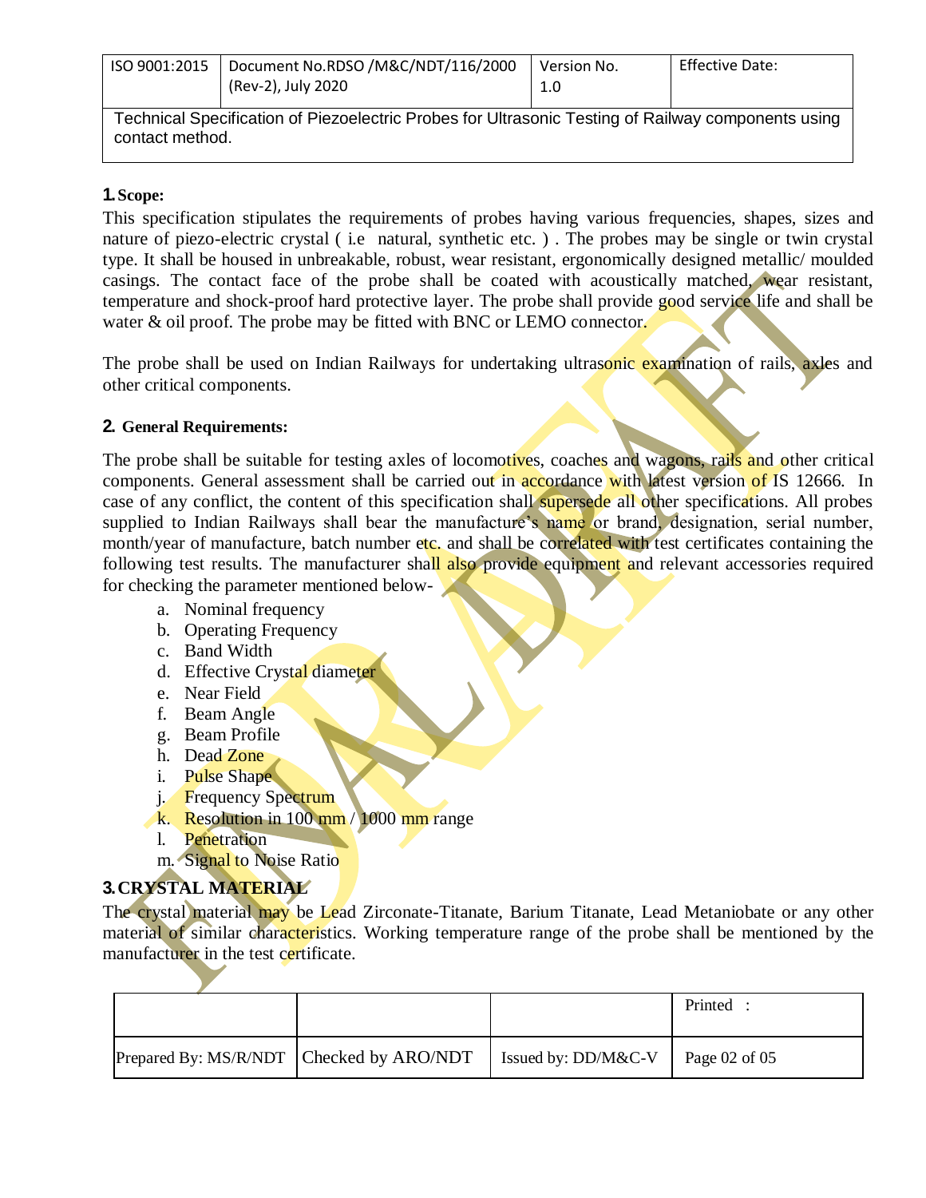## 1. Scope:

This specification stipulates the requirements of probes having various frequencies, shapes, sizes and nature of piezo-electric crystal ( i.e natural, synthetic etc. ) . The probes may be single or twin crystal type. It shall be housed in unbreakable, robust, wear resistant, ergonomically designed metallic/ moulded casings. The contact face of the probe shall be coated with acoustically matched, wear resistant, temperature and shock-proof hard protective layer. The probe shall provide good service life and shall be water & oil proof. The probe may be fitted with BNC or LEMO connector.

The probe shall be used on Indian Railways for undertaking ultrasonic examination of rails, axles and other critical components.

## 2. General Requirements:

The probe shall be suitable for testing axles of locomotives, coaches and wagons, rails and other critical components. General assessment shall be carried out in accordance with latest version of IS 12666. In case of any conflict, the content of this specification shall supersede all other specifications. All probes supplied to Indian Railways shall bear the manufacture's name or brand, designation, serial number, month/year of manufacture, batch number etc. and shall be correlated with test certificates containing the following test results. The manufacturer shall also provide equipment and relevant accessories required for checking the parameter mentioned below-

a. Nominal frequency
b. Operating Frequency
c. Band Width
d. Effective Crystal diameter
e. Near Field
f. Beam Angle
g. Beam Profile
h. Dead Zone
i. Pulse Shape
j. Frequency Spectrum
k. Resolution in 100 mm / 1000 mm range
l. Penetration
m. Signal to Noise Ratio

## 3. CRYSTAL MATERIAL

The crystal material may be Lead Zirconate-Titanate, Barium Titanate, Lead Metaniobate or any other material of similar characteristics. Working temperature range of the probe shall be mentioned by the manufacturer in the test certificate.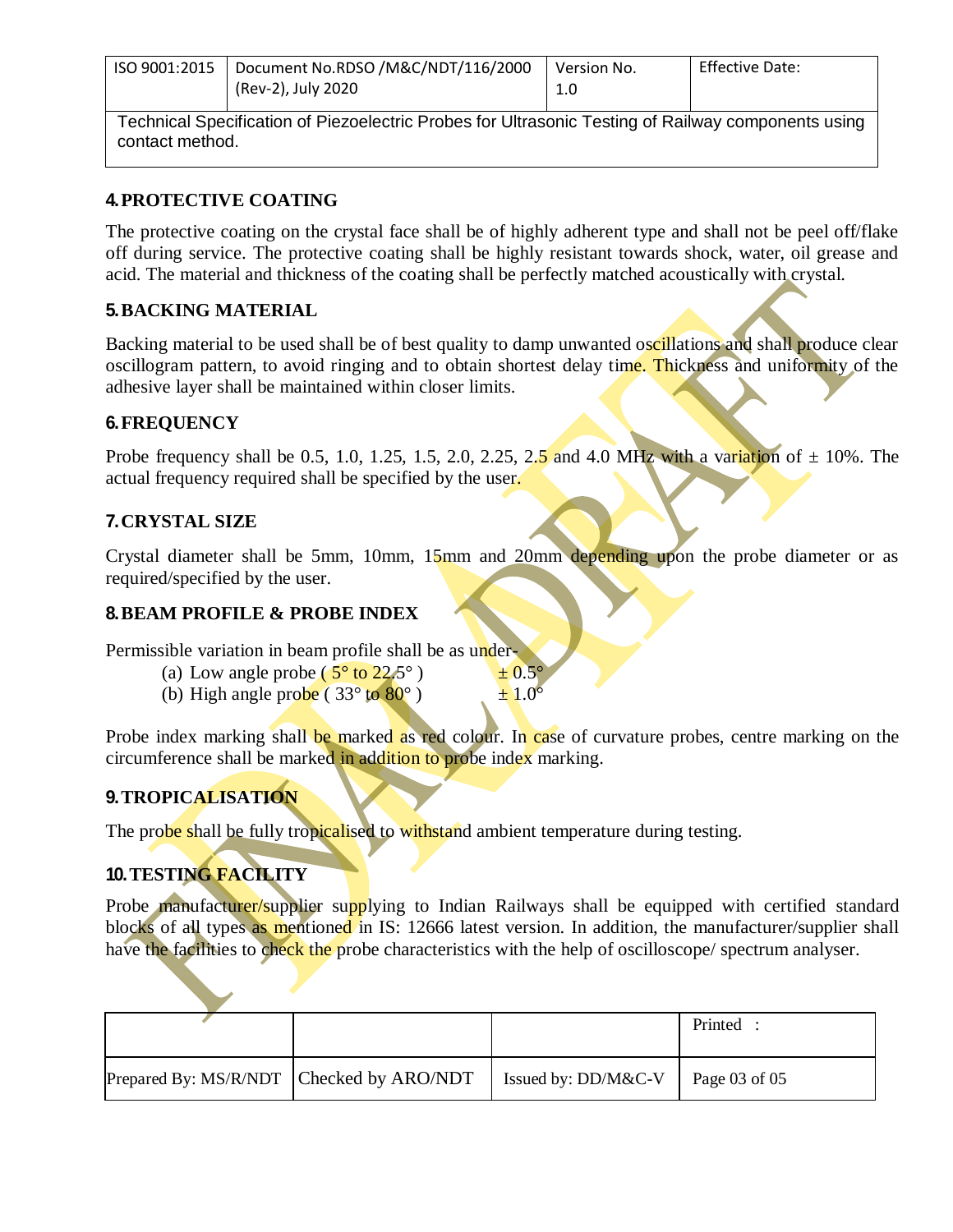## 4. PROTECTIVE COATING

The protective coating on the crystal face shall be of highly adherent type and shall not be peel off/flake off during service. The protective coating shall be highly resistant towards shock, water, oil grease and acid. The material and thickness of the coating shall be perfectly matched acoustically with crystal.

## 5. BACKING MATERIAL

Backing material to be used shall be of best quality to damp unwanted oscillations and shall produce clear oscillogram pattern, to avoid ringing and to obtain shortest delay time. Thickness and uniformity of the adhesive layer shall be maintained within closer limits.

## 6. FREQUENCY

Probe frequency shall be 0.5, 1.0, 1.25, 1.5, 2.0, 2.25, 2.5 and 4.0 MHz with a variation of ± 10%. The actual frequency required shall be specified by the user.

## 7. CRYSTAL SIZE

Crystal diameter shall be 5mm, 10mm, 15mm and 20mm depending upon the probe diameter or as required/specified by the user.

## 8. BEAM PROFILE & PROBE INDEX

Permissible variation in beam profile shall be as under-

(a) Low angle probe ( 5° to 22.5° ) ± 0.5°
(b) High angle probe ( 33° to 80° ) ± 1.0°

Probe index marking shall be marked as red colour. In case of curvature probes, centre marking on the circumference shall be marked in addition to probe index marking.

## 9. TROPICALISATION

The probe shall be fully tropicalised to withstand ambient temperature during testing.

## 10. TESTING FACILITY

Probe manufacturer/supplier supplying to Indian Railways shall be equipped with certified standard blocks of all types as mentioned in IS: 12666 latest version. In addition, the manufacturer/supplier shall have the facilities to check the probe characteristics with the help of oscilloscope/ spectrum analyser.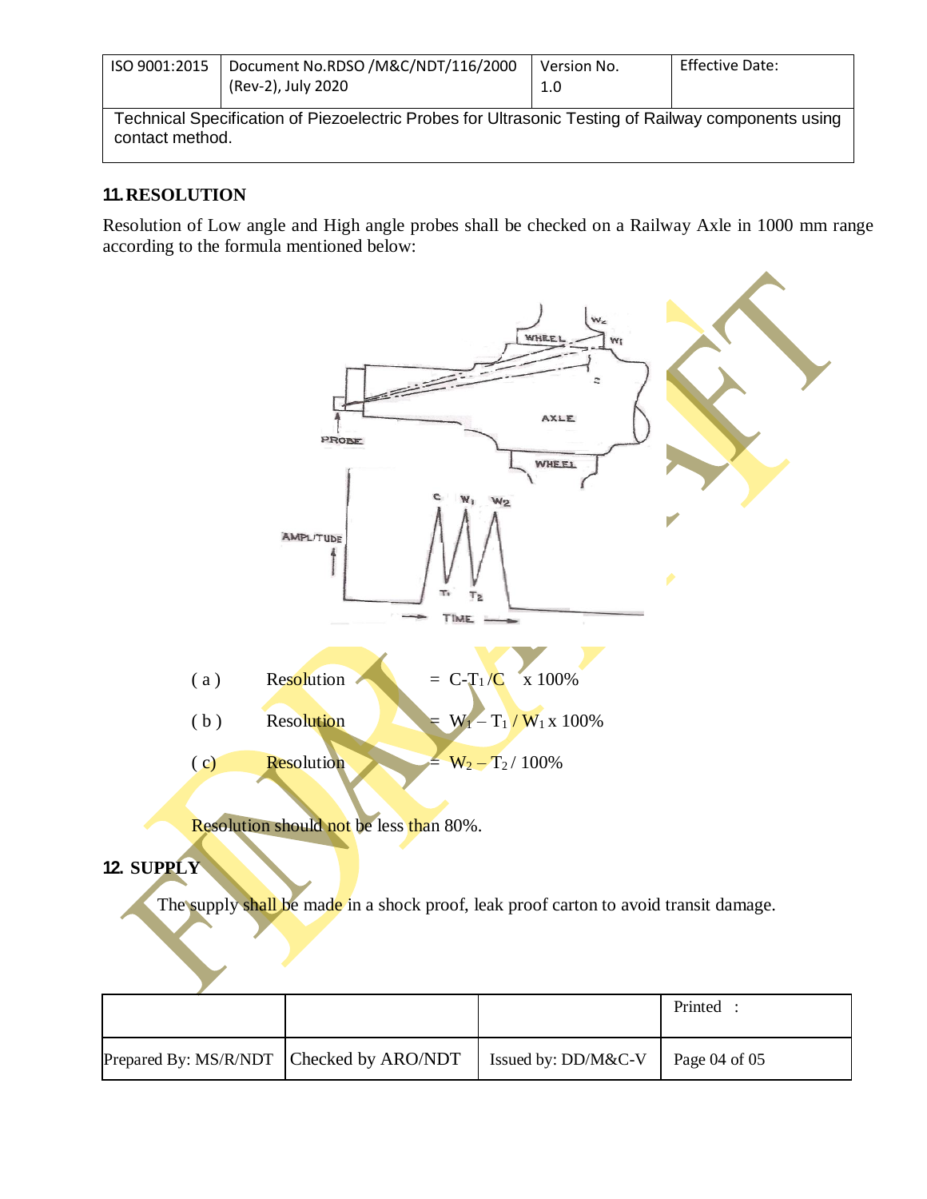## 11. RESOLUTION

Resolution of Low angle and High angle probes shall be checked on a Railway Axle in 1000 mm range according to the formula mentioned below:

| | | |
|---|---|---|
| ( a ) | Resolution | $= C - T_1 / C \times 100\%$ |
| ( b ) | Resolution | $= W_1 - T_1 / W_1 \times 100\%$ |
| ( c) | Resolution | $= W_2 - T_2 / 100\%$ |

Resolution should not be less than 80%.

## 12. SUPPLY

The supply shall be made in a shock proof, leak proof carton to avoid transit damage.

| | | | Printed : |
|---|---|---|---|
| Prepared By: MS/R/NDT | Checked by ARO/NDT | Issued by: DD/M&C-V | |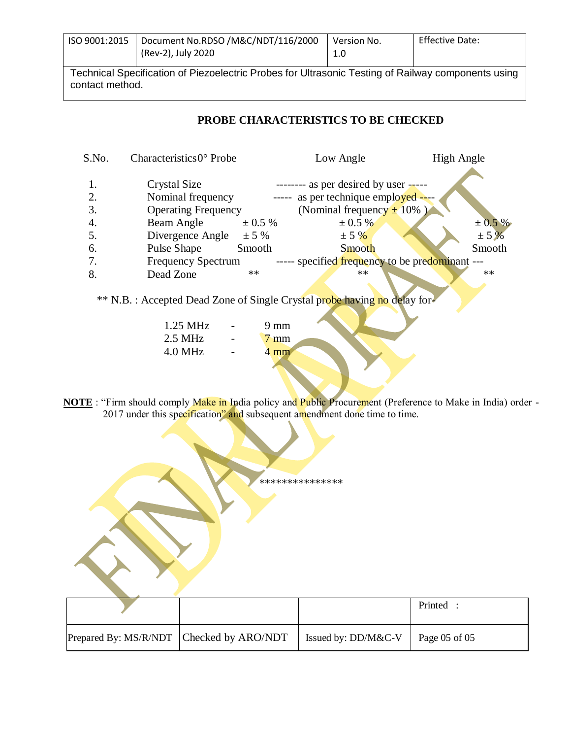## PROBE CHARACTERISTICS TO BE CHECKED

| S.No. | Characteristics | 0° Probe | Low Angle | High Angle |
|---|---|---|---|---|
| 1. | Crystal Size | -------- as per desired by user ----- | | |
| 2. | Nominal frequency | ----- as per technique employed ---- | | |
| 3. | Operating Frequency | (Nominal frequency ± 10% ) | | |
| 4. | Beam Angle | ± 0.5 % | ± 0.5 % | ± 0.5 % |
| 5. | Divergence Angle | ± 5 % | ± 5 % | ± 5 % |
| 6. | Pulse Shape | Smooth | Smooth | Smooth |
| 7. | Frequency Spectrum | ----- specified frequency to be predominant --- | | |
| 8. | Dead Zone | ** | ** | ** |

** N.B. : Accepted Dead Zone of Single Crystal probe having no delay for-

| | | |
|---|---|---|
| 1.25 MHz | - | 9 mm |
| 2.5 MHz | - | 7 mm |
| 4.0 MHz | - | 4 mm |

**NOTE** : "Firm should comply Make in India policy and Public Procurement (Preference to Make in India) order - 2017 under this specification" and subsequent amendment done time to time.

***************

| | | | Printed : |
|---|---|---|---|
| Prepared By: MS/R/NDT | Checked by ARO/NDT | Issued by: DD/M&C-V | |